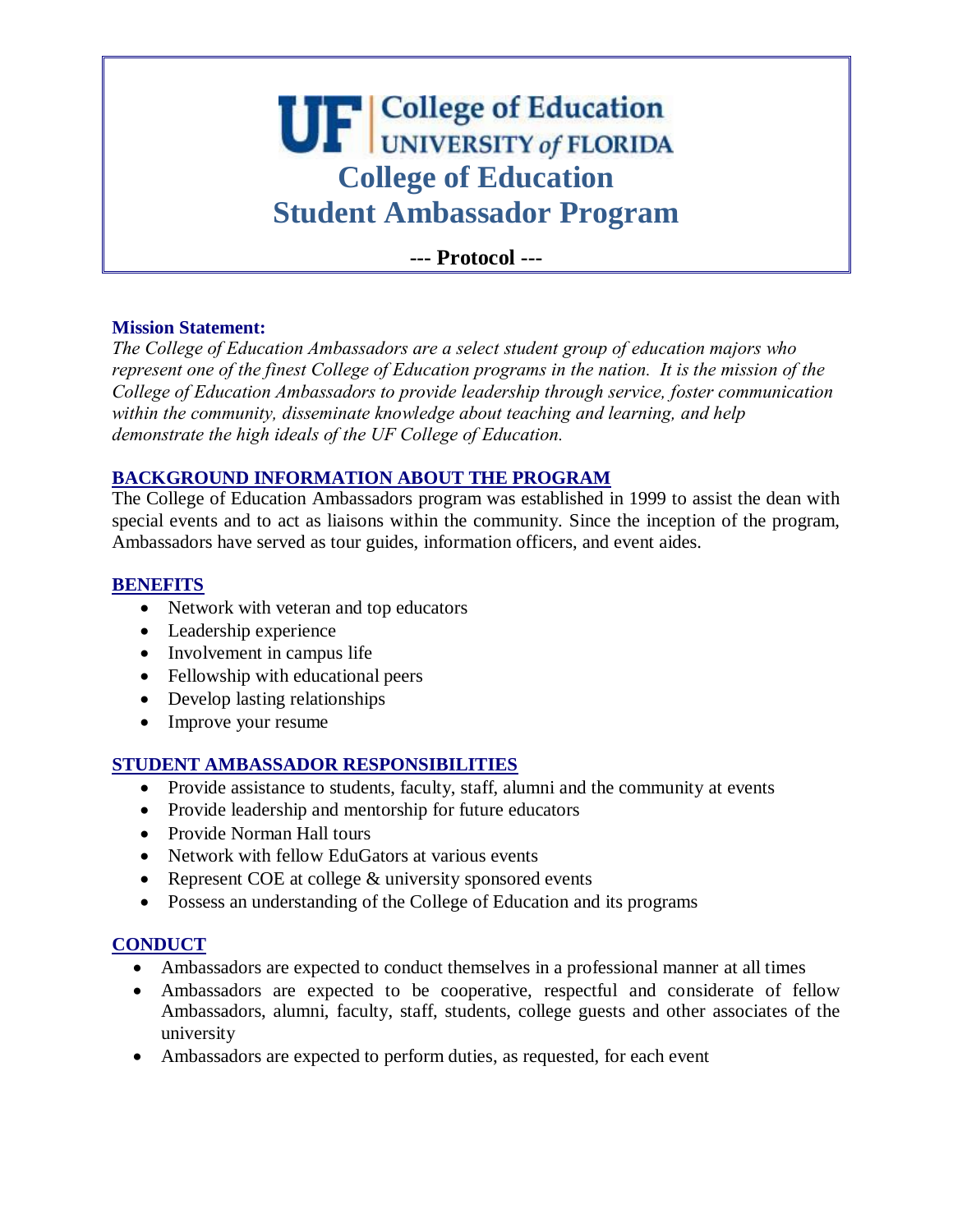UF | College of Education UNIVERSITY of FLORIDA

# College of Education Student Ambassador Program

**--- Protocol ---**

**Mission Statement:**

*The College of Education Ambassadors are a select student group of education majors who represent one of the finest College of Education programs in the nation. It is the mission of the College of Education Ambassadors to provide leadership through service, foster communication within the community, disseminate knowledge about teaching and learning, and help demonstrate the high ideals of the UF College of Education.*

## BACKGROUND INFORMATION ABOUT THE PROGRAM

The College of Education Ambassadors program was established in 1999 to assist the dean with special events and to act as liaisons within the community. Since the inception of the program, Ambassadors have served as tour guides, information officers, and event aides.

## BENEFITS

- Network with veteran and top educators
- Leadership experience
- Involvement in campus life
- Fellowship with educational peers
- Develop lasting relationships
- Improve your resume

## STUDENT AMBASSADOR RESPONSIBILITIES

- Provide assistance to students, faculty, staff, alumni and the community at events
- Provide leadership and mentorship for future educators
- Provide Norman Hall tours
- Network with fellow EduGators at various events
- Represent COE at college & university sponsored events
- Possess an understanding of the College of Education and its programs

## CONDUCT

- Ambassadors are expected to conduct themselves in a professional manner at all times
- Ambassadors are expected to be cooperative, respectful and considerate of fellow Ambassadors, alumni, faculty, staff, students, college guests and other associates of the university
- Ambassadors are expected to perform duties, as requested, for each event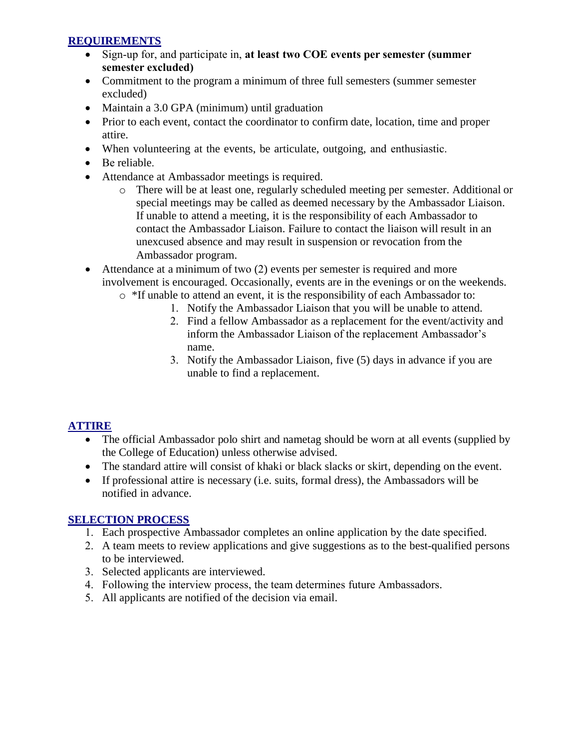## REQUIREMENTS

- Sign-up for, and participate in, **at least two COE events per semester (summer semester excluded)**
- Commitment to the program a minimum of three full semesters (summer semester excluded)
- Maintain a 3.0 GPA (minimum) until graduation
- Prior to each event, contact the coordinator to confirm date, location, time and proper attire.
- When volunteering at the events, be articulate, outgoing, and enthusiastic.
- Be reliable.
- Attendance at Ambassador meetings is required.
  - There will be at least one, regularly scheduled meeting per semester. Additional or special meetings may be called as deemed necessary by the Ambassador Liaison. If unable to attend a meeting, it is the responsibility of each Ambassador to contact the Ambassador Liaison. Failure to contact the liaison will result in an unexcused absence and may result in suspension or revocation from the Ambassador program.
- Attendance at a minimum of two (2) events per semester is required and more involvement is encouraged. Occasionally, events are in the evenings or on the weekends.
  - *If unable to attend an event, it is the responsibility of each Ambassador to:
    1. Notify the Ambassador Liaison that you will be unable to attend.
    2. Find a fellow Ambassador as a replacement for the event/activity and inform the Ambassador Liaison of the replacement Ambassador's name.
    3. Notify the Ambassador Liaison, five (5) days in advance if you are unable to find a replacement.

## ATTIRE

- The official Ambassador polo shirt and nametag should be worn at all events (supplied by the College of Education) unless otherwise advised.
- The standard attire will consist of khaki or black slacks or skirt, depending on the event.
- If professional attire is necessary (i.e. suits, formal dress), the Ambassadors will be notified in advance.

## SELECTION PROCESS

1. Each prospective Ambassador completes an online application by the date specified.
2. A team meets to review applications and give suggestions as to the best-qualified persons to be interviewed.
3. Selected applicants are interviewed.
4. Following the interview process, the team determines future Ambassadors.
5. All applicants are notified of the decision via email.